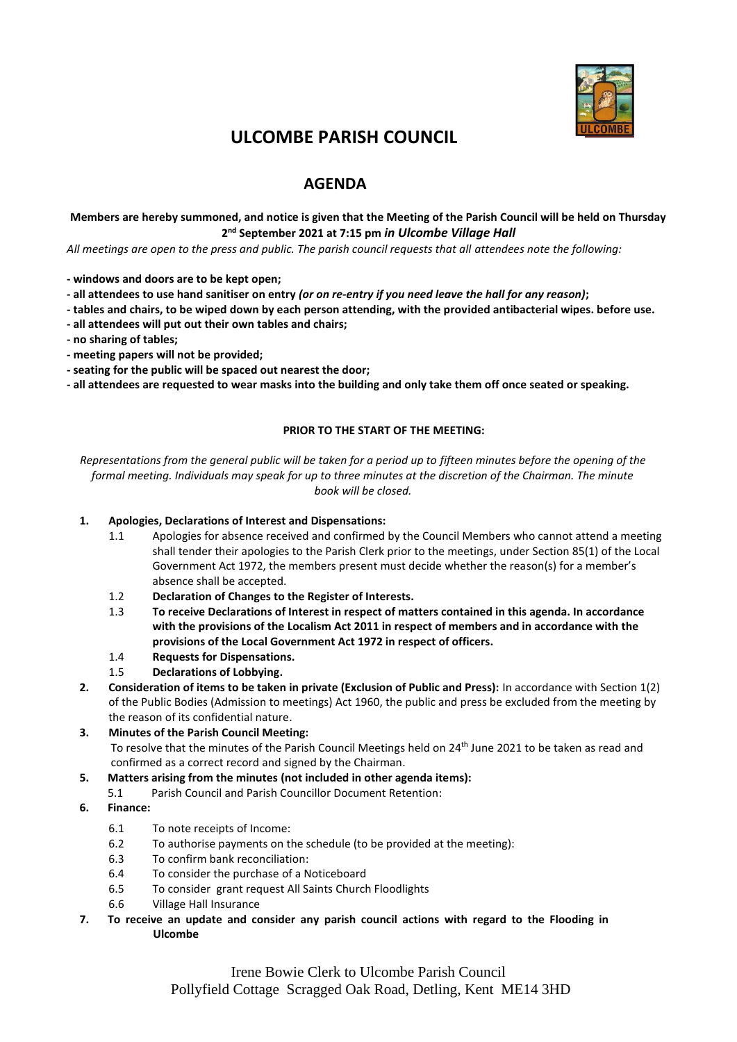# ULCOMBE PARISH COUNCIL

## AGENDA

**Members are hereby summoned, and notice is given that the Meeting of the Parish Council will be held on Thursday 2nd September 2021 at 7:15 pm *in Ulcombe Village Hall***

*All meetings are open to the press and public. The parish council requests that all attendees note the following:*

- **windows and doors are to be kept open;**
- **all attendees to use hand sanitiser on entry *(or on re-entry if you need leave the hall for any reason)*;**
- **tables and chairs, to be wiped down by each person attending, with the provided antibacterial wipes. before use.**
- **all attendees will put out their own tables and chairs;**
- **no sharing of tables;**
- **meeting papers will not be provided;**
- **seating for the public will be spaced out nearest the door;**
- **all attendees are requested to wear masks into the building and only take them off once seated or speaking.**

**PRIOR TO THE START OF THE MEETING:**

*Representations from the general public will be taken for a period up to fifteen minutes before the opening of the formal meeting. Individuals may speak for up to three minutes at the discretion of the Chairman. The minute book will be closed.*

1. **Apologies, Declarations of Interest and Dispensations:**
   - 1.1 Apologies for absence received and confirmed by the Council Members who cannot attend a meeting shall tender their apologies to the Parish Clerk prior to the meetings, under Section 85(1) of the Local Government Act 1972, the members present must decide whether the reason(s) for a member's absence shall be accepted.
   - 1.2 **Declaration of Changes to the Register of Interests.**
   - 1.3 **To receive Declarations of Interest in respect of matters contained in this agenda. In accordance with the provisions of the Localism Act 2011 in respect of members and in accordance with the provisions of the Local Government Act 1972 in respect of officers.**
   - 1.4 **Requests for Dispensations.**
   - 1.5 **Declarations of Lobbying.**
2. **Consideration of items to be taken in private (Exclusion of Public and Press):** In accordance with Section 1(2) of the Public Bodies (Admission to meetings) Act 1960, the public and press be excluded from the meeting by the reason of its confidential nature.
3. **Minutes of the Parish Council Meeting:**
   To resolve that the minutes of the Parish Council Meetings held on 24th June 2021 to be taken as read and confirmed as a correct record and signed by the Chairman.
5. **Matters arising from the minutes (not included in other agenda items):**
   - 5.1 Parish Council and Parish Councillor Document Retention:
6. **Finance:**
   - 6.1 To note receipts of Income:
   - 6.2 To authorise payments on the schedule (to be provided at the meeting):
   - 6.3 To confirm bank reconciliation:
   - 6.4 To consider the purchase of a Noticeboard
   - 6.5 To consider grant request All Saints Church Floodlights
   - 6.6 Village Hall Insurance
7. **To receive an update and consider any parish council actions with regard to the Flooding in Ulcombe**

Irene Bowie Clerk to Ulcombe Parish Council
Pollyfield Cottage Scragged Oak Road, Detling, Kent ME14 3HD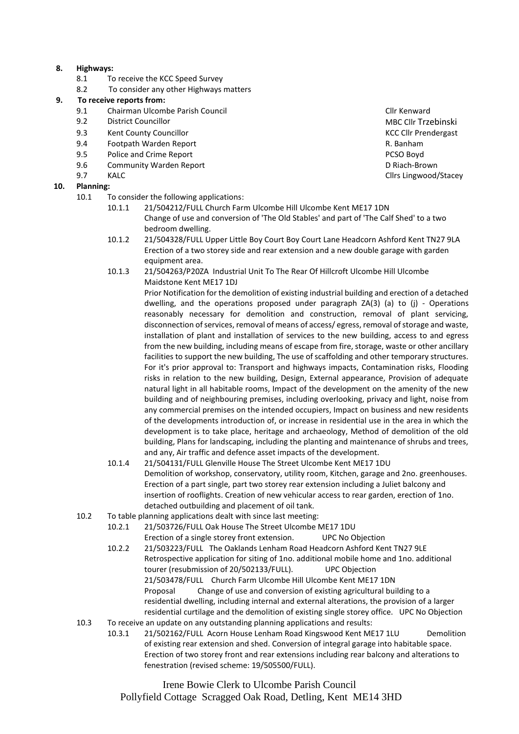**8. Highways:**

- 8.1 To receive the KCC Speed Survey
- 8.2 To consider any other Highways matters

**9. To receive reports from:**

| | | |
|---|---|---|
| 9.1 | Chairman Ulcombe Parish Council | Cllr Kenward |
| 9.2 | District Councillor | MBC Cllr Trzebinski |
| 9.3 | Kent County Councillor | KCC Cllr Prendergast |
| 9.4 | Footpath Warden Report | R. Banham |
| 9.5 | Police and Crime Report | PCSO Boyd |
| 9.6 | Community Warden Report | D Riach-Brown |
| 9.7 | KALC | Cllrs Lingwood/Stacey |

**10. Planning:**

10.1 To consider the following applications:

10.1.1 21/504212/FULL Church Farm Ulcombe Hill Ulcombe Kent ME17 1DN
Change of use and conversion of 'The Old Stables' and part of 'The Calf Shed' to a two bedroom dwelling.

10.1.2 21/504328/FULL Upper Little Boy Court Boy Court Lane Headcorn Ashford Kent TN27 9LA
Erection of a two storey side and rear extension and a new double garage with garden equipment area.

10.1.3 21/504263/P20ZA Industrial Unit To The Rear Of Hillcroft Ulcombe Hill Ulcombe Maidstone Kent ME17 1DJ
Prior Notification for the demolition of existing industrial building and erection of a detached dwelling, and the operations proposed under paragraph ZA(3) (a) to (j) - Operations reasonably necessary for demolition and construction, removal of plant servicing, disconnection of services, removal of means of access/ egress, removal of storage and waste, installation of plant and installation of services to the new building, access to and egress from the new building, including means of escape from fire, storage, waste or other ancillary facilities to support the new building, The use of scaffolding and other temporary structures. For it's prior approval to: Transport and highways impacts, Contamination risks, Flooding risks in relation to the new building, Design, External appearance, Provision of adequate natural light in all habitable rooms, Impact of the development on the amenity of the new building and of neighbouring premises, including overlooking, privacy and light, noise from any commercial premises on the intended occupiers, Impact on business and new residents of the developments introduction of, or increase in residential use in the area in which the development is to take place, heritage and archaeology, Method of demolition of the old building, Plans for landscaping, including the planting and maintenance of shrubs and trees, and any, Air traffic and defence asset impacts of the development.

10.1.4 21/504131/FULL Glenville House The Street Ulcombe Kent ME17 1DU
Demolition of workshop, conservatory, utility room, Kitchen, garage and 2no. greenhouses. Erection of a part single, part two storey rear extension including a Juliet balcony and insertion of rooflights. Creation of new vehicular access to rear garden, erection of 1no. detached outbuilding and placement of oil tank.

10.2 To table planning applications dealt with since last meeting:

10.2.1 21/503726/FULL Oak House The Street Ulcombe ME17 1DU
Erection of a single storey front extension. UPC No Objection

10.2.2 21/503223/FULL The Oaklands Lenham Road Headcorn Ashford Kent TN27 9LE
Retrospective application for siting of 1no. additional mobile home and 1no. additional tourer (resubmission of 20/502133/FULL). UPC Objection
21/503478/FULL Church Farm Ulcombe Hill Ulcombe Kent ME17 1DN
Proposal Change of use and conversion of existing agricultural building to a residential dwelling, including internal and external alterations, the provision of a larger residential curtilage and the demolition of existing single storey office. UPC No Objection

10.3 To receive an update on any outstanding planning applications and results:

10.3.1 21/502162/FULL Acorn House Lenham Road Kingswood Kent ME17 1LU Demolition of existing rear extension and shed. Conversion of integral garage into habitable space. Erection of two storey front and rear extensions including rear balcony and alterations to fenestration (revised scheme: 19/505500/FULL).

Irene Bowie Clerk to Ulcombe Parish Council
Pollyfield Cottage Scragged Oak Road, Detling, Kent ME14 3HD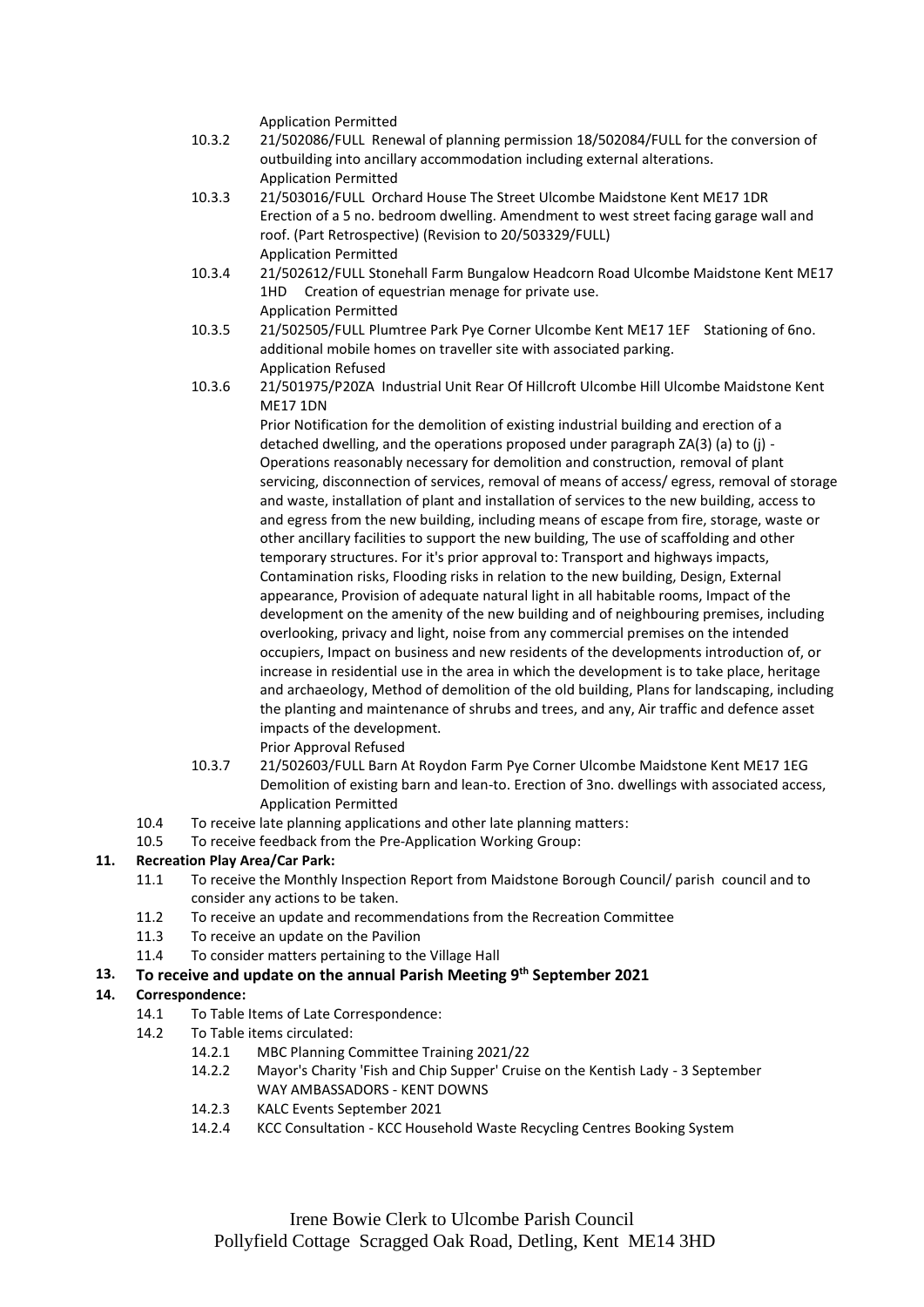Application Permitted

10.3.2 21/502086/FULL Renewal of planning permission 18/502084/FULL for the conversion of outbuilding into ancillary accommodation including external alterations.
Application Permitted

10.3.3 21/503016/FULL Orchard House The Street Ulcombe Maidstone Kent ME17 1DR
Erection of a 5 no. bedroom dwelling. Amendment to west street facing garage wall and roof. (Part Retrospective) (Revision to 20/503329/FULL)
Application Permitted

10.3.4 21/502612/FULL Stonehall Farm Bungalow Headcorn Road Ulcombe Maidstone Kent ME17 1HD Creation of equestrian menage for private use.
Application Permitted

10.3.5 21/502505/FULL Plumtree Park Pye Corner Ulcombe Kent ME17 1EF Stationing of 6no. additional mobile homes on traveller site with associated parking.
Application Refused

10.3.6 21/501975/P20ZA Industrial Unit Rear Of Hillcroft Ulcombe Hill Ulcombe Maidstone Kent ME17 1DN
Prior Notification for the demolition of existing industrial building and erection of a detached dwelling, and the operations proposed under paragraph ZA(3) (a) to (j) - Operations reasonably necessary for demolition and construction, removal of plant servicing, disconnection of services, removal of means of access/ egress, removal of storage and waste, installation of plant and installation of services to the new building, access to and egress from the new building, including means of escape from fire, storage, waste or other ancillary facilities to support the new building, The use of scaffolding and other temporary structures. For it's prior approval to: Transport and highways impacts, Contamination risks, Flooding risks in relation to the new building, Design, External appearance, Provision of adequate natural light in all habitable rooms, Impact of the development on the amenity of the new building and of neighbouring premises, including overlooking, privacy and light, noise from any commercial premises on the intended occupiers, Impact on business and new residents of the developments introduction of, or increase in residential use in the area in which the development is to take place, heritage and archaeology, Method of demolition of the old building, Plans for landscaping, including the planting and maintenance of shrubs and trees, and any, Air traffic and defence asset impacts of the development.
Prior Approval Refused

10.3.7 21/502603/FULL Barn At Roydon Farm Pye Corner Ulcombe Maidstone Kent ME17 1EG
Demolition of existing barn and lean-to. Erection of 3no. dwellings with associated access,
Application Permitted

10.4 To receive late planning applications and other late planning matters:

10.5 To receive feedback from the Pre-Application Working Group:

**11. Recreation Play Area/Car Park:**

11.1 To receive the Monthly Inspection Report from Maidstone Borough Council/ parish council and to consider any actions to be taken.

11.2 To receive an update and recommendations from the Recreation Committee

11.3 To receive an update on the Pavilion

11.4 To consider matters pertaining to the Village Hall

**13. To receive and update on the annual Parish Meeting 9th September 2021**

**14. Correspondence:**

14.1 To Table Items of Late Correspondence:

14.2 To Table items circulated:

14.2.1 MBC Planning Committee Training 2021/22

14.2.2 Mayor's Charity 'Fish and Chip Supper' Cruise on the Kentish Lady - 3 September
WAY AMBASSADORS - KENT DOWNS

14.2.3 KALC Events September 2021

14.2.4 KCC Consultation - KCC Household Waste Recycling Centres Booking System

Irene Bowie Clerk to Ulcombe Parish Council
Pollyfield Cottage Scragged Oak Road, Detling, Kent ME14 3HD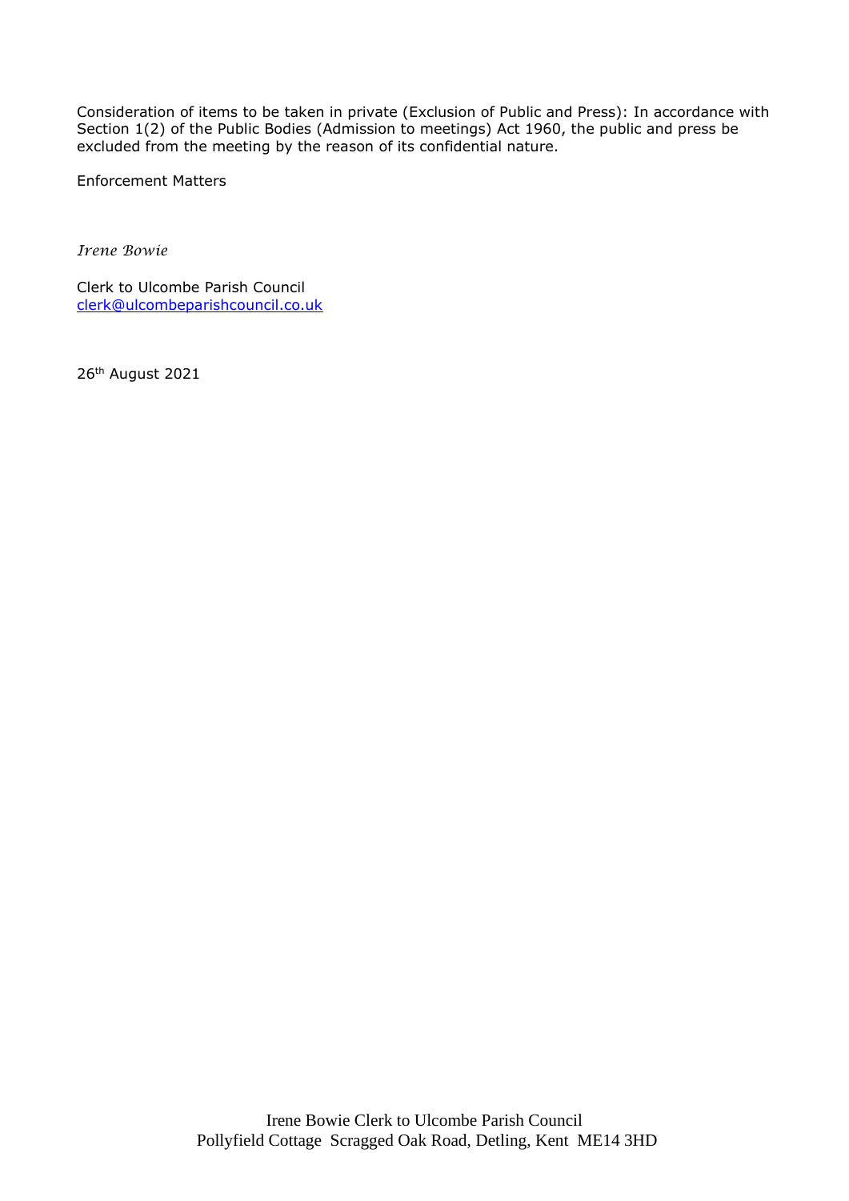Consideration of items to be taken in private (Exclusion of Public and Press): In accordance with Section 1(2) of the Public Bodies (Admission to meetings) Act 1960, the public and press be excluded from the meeting by the reason of its confidential nature.

Enforcement Matters

*Irene Bowie*

Clerk to Ulcombe Parish Council
clerk@ulcombeparishcouncil.co.uk

26th August 2021

Irene Bowie Clerk to Ulcombe Parish Council
Pollyfield Cottage Scragged Oak Road, Detling, Kent ME14 3HD